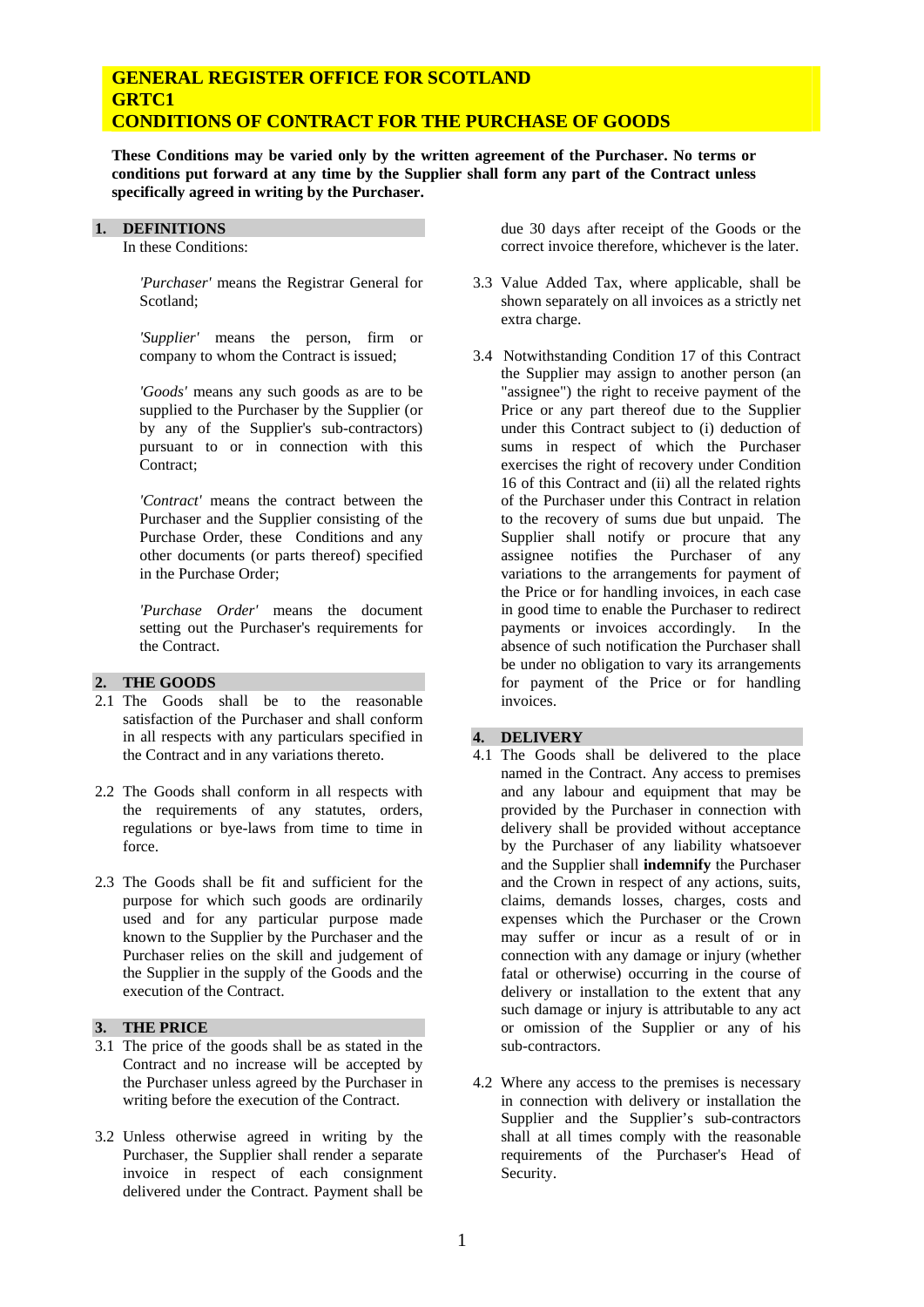# GENERAL REGISTER OFFICE FOR SCOTLAND
# GRTC1
# CONDITIONS OF CONTRACT FOR THE PURCHASE OF GOODS

**These Conditions may be varied only by the written agreement of the Purchaser. No terms or conditions put forward at any time by the Supplier shall form any part of the Contract unless specifically agreed in writing by the Purchaser.**

## 1. DEFINITIONS

In these Conditions:

*'Purchaser'* means the Registrar General for Scotland;

*'Supplier'* means the person, firm or company to whom the Contract is issued;

*'Goods'* means any such goods as are to be supplied to the Purchaser by the Supplier (or by any of the Supplier's sub-contractors) pursuant to or in connection with this Contract;

*'Contract'* means the contract between the Purchaser and the Supplier consisting of the Purchase Order, these Conditions and any other documents (or parts thereof) specified in the Purchase Order;

*'Purchase Order'* means the document setting out the Purchaser's requirements for the Contract.

## 2. THE GOODS

2.1 The Goods shall be to the reasonable satisfaction of the Purchaser and shall conform in all respects with any particulars specified in the Contract and in any variations thereto.

2.2 The Goods shall conform in all respects with the requirements of any statutes, orders, regulations or bye-laws from time to time in force.

2.3 The Goods shall be fit and sufficient for the purpose for which such goods are ordinarily used and for any particular purpose made known to the Supplier by the Purchaser and the Purchaser relies on the skill and judgement of the Supplier in the supply of the Goods and the execution of the Contract.

## 3. THE PRICE

3.1 The price of the goods shall be as stated in the Contract and no increase will be accepted by the Purchaser unless agreed by the Purchaser in writing before the execution of the Contract.

3.2 Unless otherwise agreed in writing by the Purchaser, the Supplier shall render a separate invoice in respect of each consignment delivered under the Contract. Payment shall be due 30 days after receipt of the Goods or the correct invoice therefore, whichever is the later.

3.3 Value Added Tax, where applicable, shall be shown separately on all invoices as a strictly net extra charge.

3.4 Notwithstanding Condition 17 of this Contract the Supplier may assign to another person (an "assignee") the right to receive payment of the Price or any part thereof due to the Supplier under this Contract subject to (i) deduction of sums in respect of which the Purchaser exercises the right of recovery under Condition 16 of this Contract and (ii) all the related rights of the Purchaser under this Contract in relation to the recovery of sums due but unpaid. The Supplier shall notify or procure that any assignee notifies the Purchaser of any variations to the arrangements for payment of the Price or for handling invoices, in each case in good time to enable the Purchaser to redirect payments or invoices accordingly. In the absence of such notification the Purchaser shall be under no obligation to vary its arrangements for payment of the Price or for handling invoices.

## 4. DELIVERY

4.1 The Goods shall be delivered to the place named in the Contract. Any access to premises and any labour and equipment that may be provided by the Purchaser in connection with delivery shall be provided without acceptance by the Purchaser of any liability whatsoever and the Supplier shall **indemnify** the Purchaser and the Crown in respect of any actions, suits, claims, demands losses, charges, costs and expenses which the Purchaser or the Crown may suffer or incur as a result of or in connection with any damage or injury (whether fatal or otherwise) occurring in the course of delivery or installation to the extent that any such damage or injury is attributable to any act or omission of the Supplier or any of his sub-contractors.

4.2 Where any access to the premises is necessary in connection with delivery or installation the Supplier and the Supplier's sub-contractors shall at all times comply with the reasonable requirements of the Purchaser's Head of Security.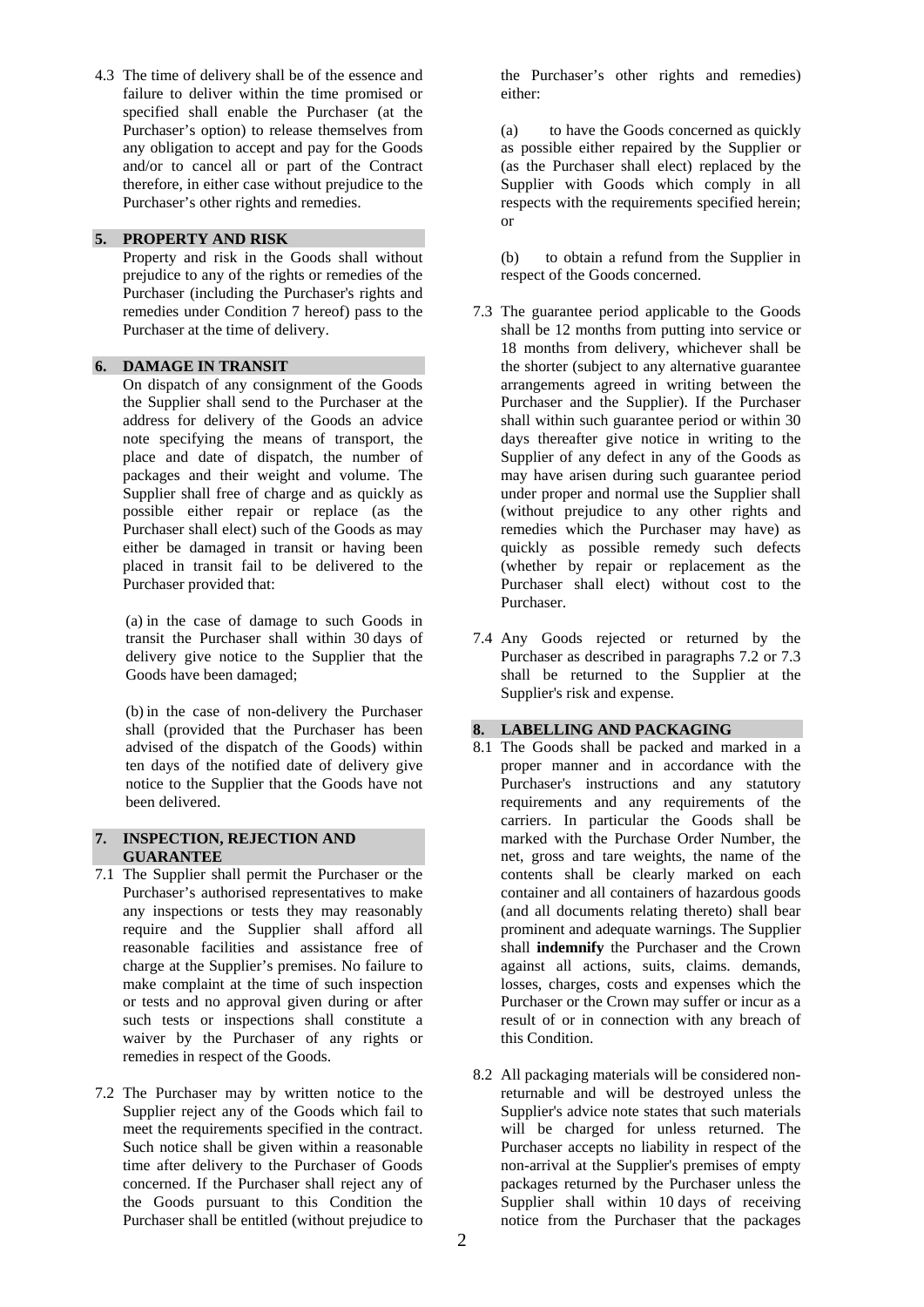4.3 The time of delivery shall be of the essence and failure to deliver within the time promised or specified shall enable the Purchaser (at the Purchaser's option) to release themselves from any obligation to accept and pay for the Goods and/or to cancel all or part of the Contract therefore, in either case without prejudice to the Purchaser's other rights and remedies.

## 5. PROPERTY AND RISK

Property and risk in the Goods shall without prejudice to any of the rights or remedies of the Purchaser (including the Purchaser's rights and remedies under Condition 7 hereof) pass to the Purchaser at the time of delivery.

## 6. DAMAGE IN TRANSIT

On dispatch of any consignment of the Goods the Supplier shall send to the Purchaser at the address for delivery of the Goods an advice note specifying the means of transport, the place and date of dispatch, the number of packages and their weight and volume. The Supplier shall free of charge and as quickly as possible either repair or replace (as the Purchaser shall elect) such of the Goods as may either be damaged in transit or having been placed in transit fail to be delivered to the Purchaser provided that:

(a) in the case of damage to such Goods in transit the Purchaser shall within 30 days of delivery give notice to the Supplier that the Goods have been damaged;

(b) in the case of non-delivery the Purchaser shall (provided that the Purchaser has been advised of the dispatch of the Goods) within ten days of the notified date of delivery give notice to the Supplier that the Goods have not been delivered.

## 7. INSPECTION, REJECTION AND GUARANTEE

7.1 The Supplier shall permit the Purchaser or the Purchaser's authorised representatives to make any inspections or tests they may reasonably require and the Supplier shall afford all reasonable facilities and assistance free of charge at the Supplier's premises. No failure to make complaint at the time of such inspection or tests and no approval given during or after such tests or inspections shall constitute a waiver by the Purchaser of any rights or remedies in respect of the Goods.

7.2 The Purchaser may by written notice to the Supplier reject any of the Goods which fail to meet the requirements specified in the contract. Such notice shall be given within a reasonable time after delivery to the Purchaser of Goods concerned. If the Purchaser shall reject any of the Goods pursuant to this Condition the Purchaser shall be entitled (without prejudice to the Purchaser's other rights and remedies) either:

(a) to have the Goods concerned as quickly as possible either repaired by the Supplier or (as the Purchaser shall elect) replaced by the Supplier with Goods which comply in all respects with the requirements specified herein; or

(b) to obtain a refund from the Supplier in respect of the Goods concerned.

7.3 The guarantee period applicable to the Goods shall be 12 months from putting into service or 18 months from delivery, whichever shall be the shorter (subject to any alternative guarantee arrangements agreed in writing between the Purchaser and the Supplier). If the Purchaser shall within such guarantee period or within 30 days thereafter give notice in writing to the Supplier of any defect in any of the Goods as may have arisen during such guarantee period under proper and normal use the Supplier shall (without prejudice to any other rights and remedies which the Purchaser may have) as quickly as possible remedy such defects (whether by repair or replacement as the Purchaser shall elect) without cost to the Purchaser.

7.4 Any Goods rejected or returned by the Purchaser as described in paragraphs 7.2 or 7.3 shall be returned to the Supplier at the Supplier's risk and expense.

## 8. LABELLING AND PACKAGING

8.1 The Goods shall be packed and marked in a proper manner and in accordance with the Purchaser's instructions and any statutory requirements and any requirements of the carriers. In particular the Goods shall be marked with the Purchase Order Number, the net, gross and tare weights, the name of the contents shall be clearly marked on each container and all containers of hazardous goods (and all documents relating thereto) shall bear prominent and adequate warnings. The Supplier shall **indemnify** the Purchaser and the Crown against all actions, suits, claims. demands, losses, charges, costs and expenses which the Purchaser or the Crown may suffer or incur as a result of or in connection with any breach of this Condition.

8.2 All packaging materials will be considered non-returnable and will be destroyed unless the Supplier's advice note states that such materials will be charged for unless returned. The Purchaser accepts no liability in respect of the non-arrival at the Supplier's premises of empty packages returned by the Purchaser unless the Supplier shall within 10 days of receiving notice from the Purchaser that the packages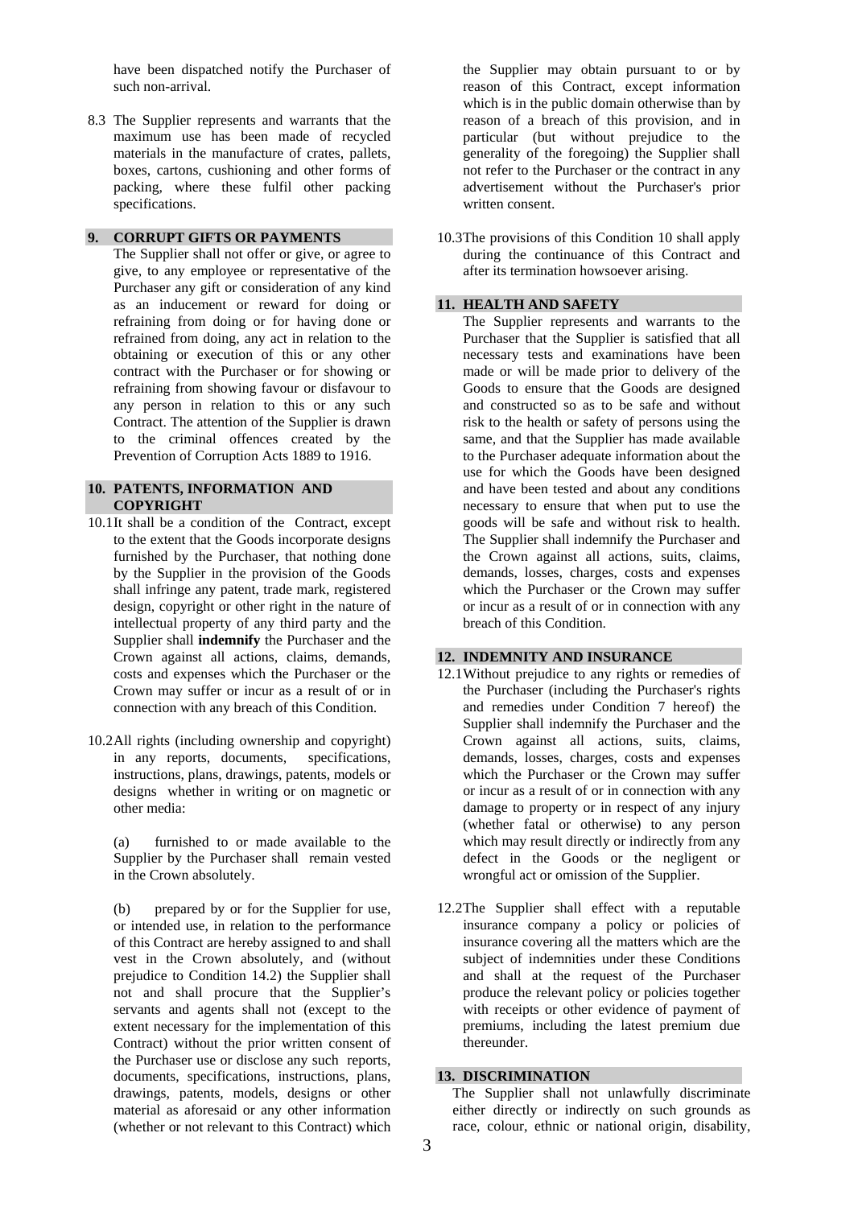have been dispatched notify the Purchaser of such non-arrival.

8.3 The Supplier represents and warrants that the maximum use has been made of recycled materials in the manufacture of crates, pallets, boxes, cartons, cushioning and other forms of packing, where these fulfil other packing specifications.

## 9. CORRUPT GIFTS OR PAYMENTS

The Supplier shall not offer or give, or agree to give, to any employee or representative of the Purchaser any gift or consideration of any kind as an inducement or reward for doing or refraining from doing or for having done or refrained from doing, any act in relation to the obtaining or execution of this or any other contract with the Purchaser or for showing or refraining from showing favour or disfavour to any person in relation to this or any such Contract. The attention of the Supplier is drawn to the criminal offences created by the Prevention of Corruption Acts 1889 to 1916.

## 10. PATENTS, INFORMATION AND COPYRIGHT

10.1 It shall be a condition of the Contract, except to the extent that the Goods incorporate designs furnished by the Purchaser, that nothing done by the Supplier in the provision of the Goods shall infringe any patent, trade mark, registered design, copyright or other right in the nature of intellectual property of any third party and the Supplier shall **indemnify** the Purchaser and the Crown against all actions, claims, demands, costs and expenses which the Purchaser or the Crown may suffer or incur as a result of or in connection with any breach of this Condition.

10.2 All rights (including ownership and copyright) in any reports, documents, specifications, instructions, plans, drawings, patents, models or designs whether in writing or on magnetic or other media:

(a) furnished to or made available to the Supplier by the Purchaser shall remain vested in the Crown absolutely.

(b) prepared by or for the Supplier for use, or intended use, in relation to the performance of this Contract are hereby assigned to and shall vest in the Crown absolutely, and (without prejudice to Condition 14.2) the Supplier shall not and shall procure that the Supplier's servants and agents shall not (except to the extent necessary for the implementation of this Contract) without the prior written consent of the Purchaser use or disclose any such reports, documents, specifications, instructions, plans, drawings, patents, models, designs or other material as aforesaid or any other information (whether or not relevant to this Contract) which the Supplier may obtain pursuant to or by reason of this Contract, except information which is in the public domain otherwise than by reason of a breach of this provision, and in particular (but without prejudice to the generality of the foregoing) the Supplier shall not refer to the Purchaser or the contract in any advertisement without the Purchaser's prior written consent.

10.3 The provisions of this Condition 10 shall apply during the continuance of this Contract and after its termination howsoever arising.

## 11. HEALTH AND SAFETY

The Supplier represents and warrants to the Purchaser that the Supplier is satisfied that all necessary tests and examinations have been made or will be made prior to delivery of the Goods to ensure that the Goods are designed and constructed so as to be safe and without risk to the health or safety of persons using the same, and that the Supplier has made available to the Purchaser adequate information about the use for which the Goods have been designed and have been tested and about any conditions necessary to ensure that when put to use the goods will be safe and without risk to health. The Supplier shall indemnify the Purchaser and the Crown against all actions, suits, claims, demands, losses, charges, costs and expenses which the Purchaser or the Crown may suffer or incur as a result of or in connection with any breach of this Condition.

## 12. INDEMNITY AND INSURANCE

12.1 Without prejudice to any rights or remedies of the Purchaser (including the Purchaser's rights and remedies under Condition 7 hereof) the Supplier shall indemnify the Purchaser and the Crown against all actions, suits, claims, demands, losses, charges, costs and expenses which the Purchaser or the Crown may suffer or incur as a result of or in connection with any damage to property or in respect of any injury (whether fatal or otherwise) to any person which may result directly or indirectly from any defect in the Goods or the negligent or wrongful act or omission of the Supplier.

12.2 The Supplier shall effect with a reputable insurance company a policy or policies of insurance covering all the matters which are the subject of indemnities under these Conditions and shall at the request of the Purchaser produce the relevant policy or policies together with receipts or other evidence of payment of premiums, including the latest premium due thereunder.

## 13. DISCRIMINATION

The Supplier shall not unlawfully discriminate either directly or indirectly on such grounds as race, colour, ethnic or national origin, disability,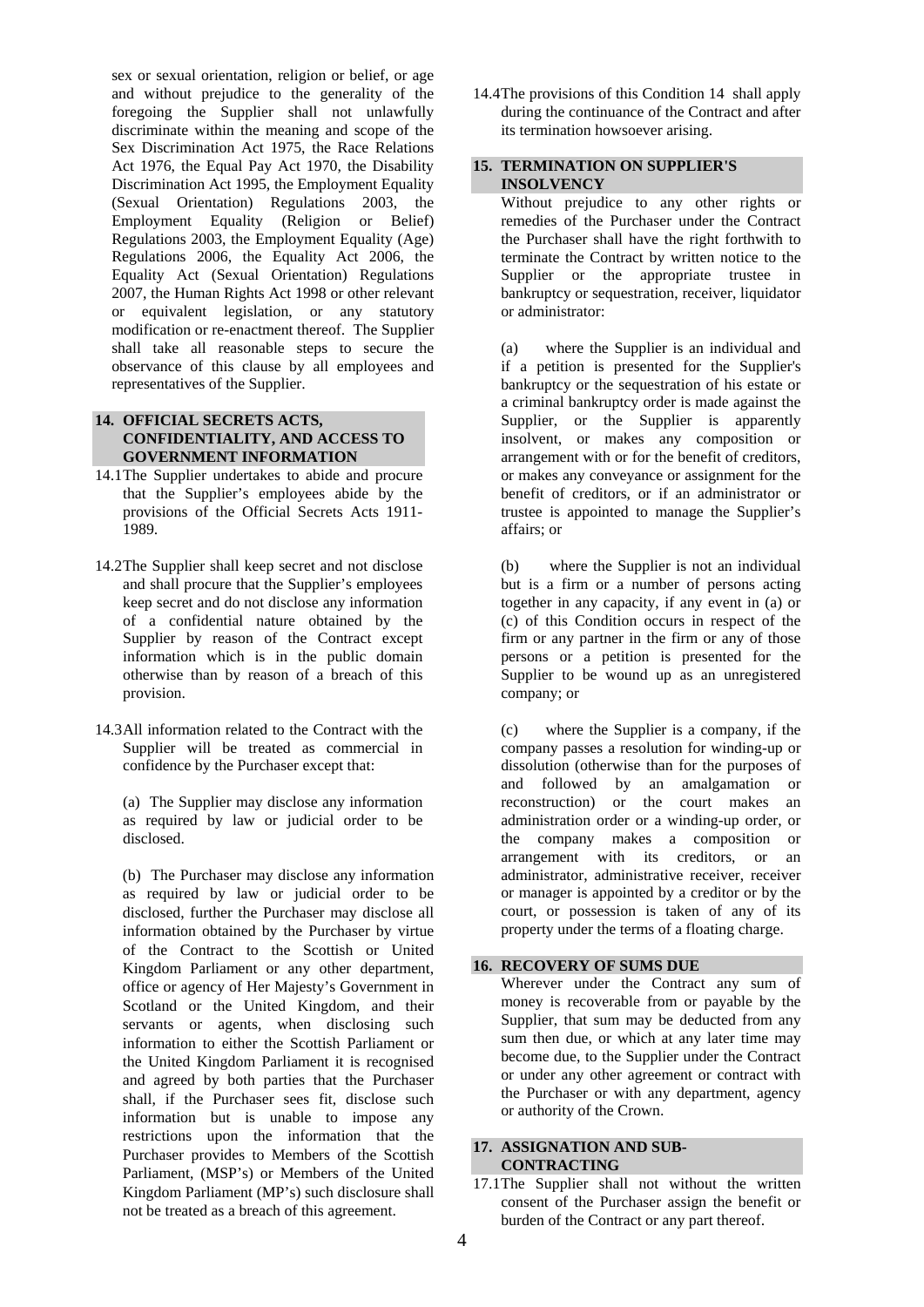sex or sexual orientation, religion or belief, or age and without prejudice to the generality of the foregoing the Supplier shall not unlawfully discriminate within the meaning and scope of the Sex Discrimination Act 1975, the Race Relations Act 1976, the Equal Pay Act 1970, the Disability Discrimination Act 1995, the Employment Equality (Sexual Orientation) Regulations 2003, the Employment Equality (Religion or Belief) Regulations 2003, the Employment Equality (Age) Regulations 2006, the Equality Act 2006, the Equality Act (Sexual Orientation) Regulations 2007, the Human Rights Act 1998 or other relevant or equivalent legislation, or any statutory modification or re-enactment thereof. The Supplier shall take all reasonable steps to secure the observance of this clause by all employees and representatives of the Supplier.

## 14. OFFICIAL SECRETS ACTS, CONFIDENTIALITY, AND ACCESS TO GOVERNMENT INFORMATION

14.1 The Supplier undertakes to abide and procure that the Supplier's employees abide by the provisions of the Official Secrets Acts 1911-1989.

14.2 The Supplier shall keep secret and not disclose and shall procure that the Supplier's employees keep secret and do not disclose any information of a confidential nature obtained by the Supplier by reason of the Contract except information which is in the public domain otherwise than by reason of a breach of this provision.

14.3 All information related to the Contract with the Supplier will be treated as commercial in confidence by the Purchaser except that:

(a) The Supplier may disclose any information as required by law or judicial order to be disclosed.

(b) The Purchaser may disclose any information as required by law or judicial order to be disclosed, further the Purchaser may disclose all information obtained by the Purchaser by virtue of the Contract to the Scottish or United Kingdom Parliament or any other department, office or agency of Her Majesty's Government in Scotland or the United Kingdom, and their servants or agents, when disclosing such information to either the Scottish Parliament or the United Kingdom Parliament it is recognised and agreed by both parties that the Purchaser shall, if the Purchaser sees fit, disclose such information but is unable to impose any restrictions upon the information that the Purchaser provides to Members of the Scottish Parliament, (MSP's) or Members of the United Kingdom Parliament (MP's) such disclosure shall not be treated as a breach of this agreement.

14.4 The provisions of this Condition 14 shall apply during the continuance of the Contract and after its termination howsoever arising.

## 15. TERMINATION ON SUPPLIER'S INSOLVENCY

Without prejudice to any other rights or remedies of the Purchaser under the Contract the Purchaser shall have the right forthwith to terminate the Contract by written notice to the Supplier or the appropriate trustee in bankruptcy or sequestration, receiver, liquidator or administrator:

(a) where the Supplier is an individual and if a petition is presented for the Supplier's bankruptcy or the sequestration of his estate or a criminal bankruptcy order is made against the Supplier, or the Supplier is apparently insolvent, or makes any composition or arrangement with or for the benefit of creditors, or makes any conveyance or assignment for the benefit of creditors, or if an administrator or trustee is appointed to manage the Supplier's affairs; or

(b) where the Supplier is not an individual but is a firm or a number of persons acting together in any capacity, if any event in (a) or (c) of this Condition occurs in respect of the firm or any partner in the firm or any of those persons or a petition is presented for the Supplier to be wound up as an unregistered company; or

(c) where the Supplier is a company, if the company passes a resolution for winding-up or dissolution (otherwise than for the purposes of and followed by an amalgamation or reconstruction) or the court makes an administration order or a winding-up order, or the company makes a composition or arrangement with its creditors, or an administrator, administrative receiver, receiver or manager is appointed by a creditor or by the court, or possession is taken of any of its property under the terms of a floating charge.

## 16. RECOVERY OF SUMS DUE

Wherever under the Contract any sum of money is recoverable from or payable by the Supplier, that sum may be deducted from any sum then due, or which at any later time may become due, to the Supplier under the Contract or under any other agreement or contract with the Purchaser or with any department, agency or authority of the Crown.

## 17. ASSIGNATION AND SUB-CONTRACTING

17.1 The Supplier shall not without the written consent of the Purchaser assign the benefit or burden of the Contract or any part thereof.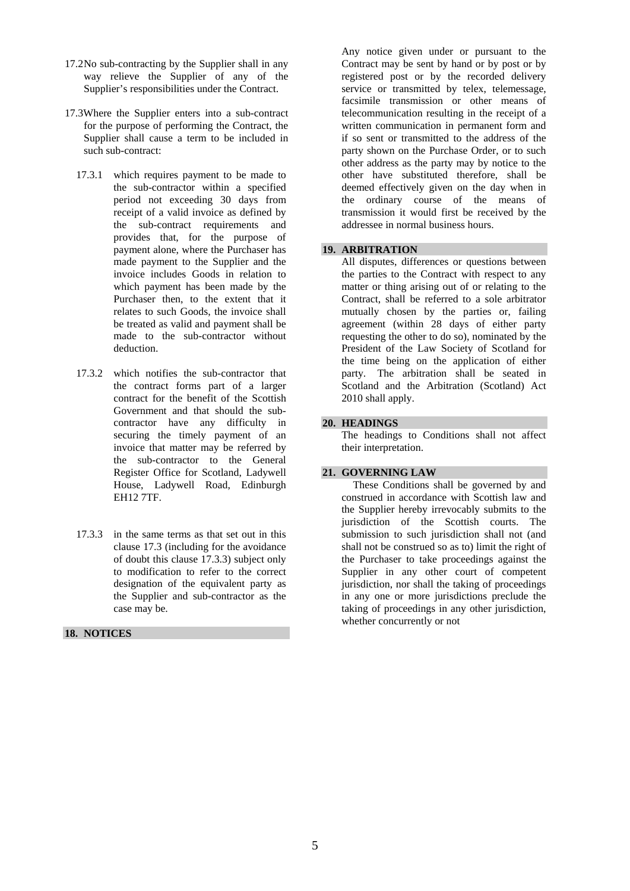17.2 No sub-contracting by the Supplier shall in any way relieve the Supplier of any of the Supplier's responsibilities under the Contract.

17.3 Where the Supplier enters into a sub-contract for the purpose of performing the Contract, the Supplier shall cause a term to be included in such sub-contract:

17.3.1 which requires payment to be made to the sub-contractor within a specified period not exceeding 30 days from receipt of a valid invoice as defined by the sub-contract requirements and provides that, for the purpose of payment alone, where the Purchaser has made payment to the Supplier and the invoice includes Goods in relation to which payment has been made by the Purchaser then, to the extent that it relates to such Goods, the invoice shall be treated as valid and payment shall be made to the sub-contractor without deduction.

17.3.2 which notifies the sub-contractor that the contract forms part of a larger contract for the benefit of the Scottish Government and that should the sub-contractor have any difficulty in securing the timely payment of an invoice that matter may be referred by the sub-contractor to the General Register Office for Scotland, Ladywell House, Ladywell Road, Edinburgh EH12 7TF.

17.3.3 in the same terms as that set out in this clause 17.3 (including for the avoidance of doubt this clause 17.3.3) subject only to modification to refer to the correct designation of the equivalent party as the Supplier and sub-contractor as the case may be.

## 18. NOTICES

Any notice given under or pursuant to the Contract may be sent by hand or by post or by registered post or by the recorded delivery service or transmitted by telex, telemessage, facsimile transmission or other means of telecommunication resulting in the receipt of a written communication in permanent form and if so sent or transmitted to the address of the party shown on the Purchase Order, or to such other address as the party may by notice to the other have substituted therefore, shall be deemed effectively given on the day when in the ordinary course of the means of transmission it would first be received by the addressee in normal business hours.

## 19. ARBITRATION

All disputes, differences or questions between the parties to the Contract with respect to any matter or thing arising out of or relating to the Contract, shall be referred to a sole arbitrator mutually chosen by the parties or, failing agreement (within 28 days of either party requesting the other to do so), nominated by the President of the Law Society of Scotland for the time being on the application of either party. The arbitration shall be seated in Scotland and the Arbitration (Scotland) Act 2010 shall apply.

## 20. HEADINGS

The headings to Conditions shall not affect their interpretation.

## 21. GOVERNING LAW

These Conditions shall be governed by and construed in accordance with Scottish law and the Supplier hereby irrevocably submits to the jurisdiction of the Scottish courts. The submission to such jurisdiction shall not (and shall not be construed so as to) limit the right of the Purchaser to take proceedings against the Supplier in any other court of competent jurisdiction, nor shall the taking of proceedings in any one or more jurisdictions preclude the taking of proceedings in any other jurisdiction, whether concurrently or not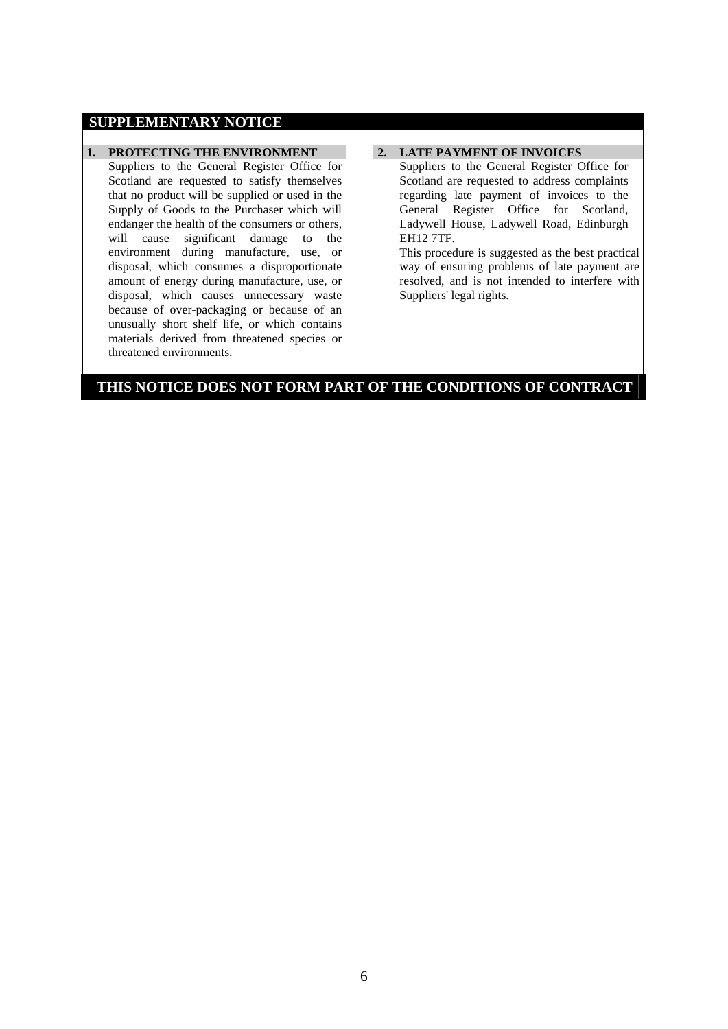## SUPPLEMENTARY NOTICE

### 1. PROTECTING THE ENVIRONMENT

Suppliers to the General Register Office for Scotland are requested to satisfy themselves that no product will be supplied or used in the Supply of Goods to the Purchaser which will endanger the health of the consumers or others, will cause significant damage to the environment during manufacture, use, or disposal, which consumes a disproportionate amount of energy during manufacture, use, or disposal, which causes unnecessary waste because of over-packaging or because of an unusually short shelf life, or which contains materials derived from threatened species or threatened environments.

### 2. LATE PAYMENT OF INVOICES

Suppliers to the General Register Office for Scotland are requested to address complaints regarding late payment of invoices to the General Register Office for Scotland, Ladywell House, Ladywell Road, Edinburgh EH12 7TF.

This procedure is suggested as the best practical way of ensuring problems of late payment are resolved, and is not intended to interfere with Suppliers' legal rights.

**THIS NOTICE DOES NOT FORM PART OF THE CONDITIONS OF CONTRACT**